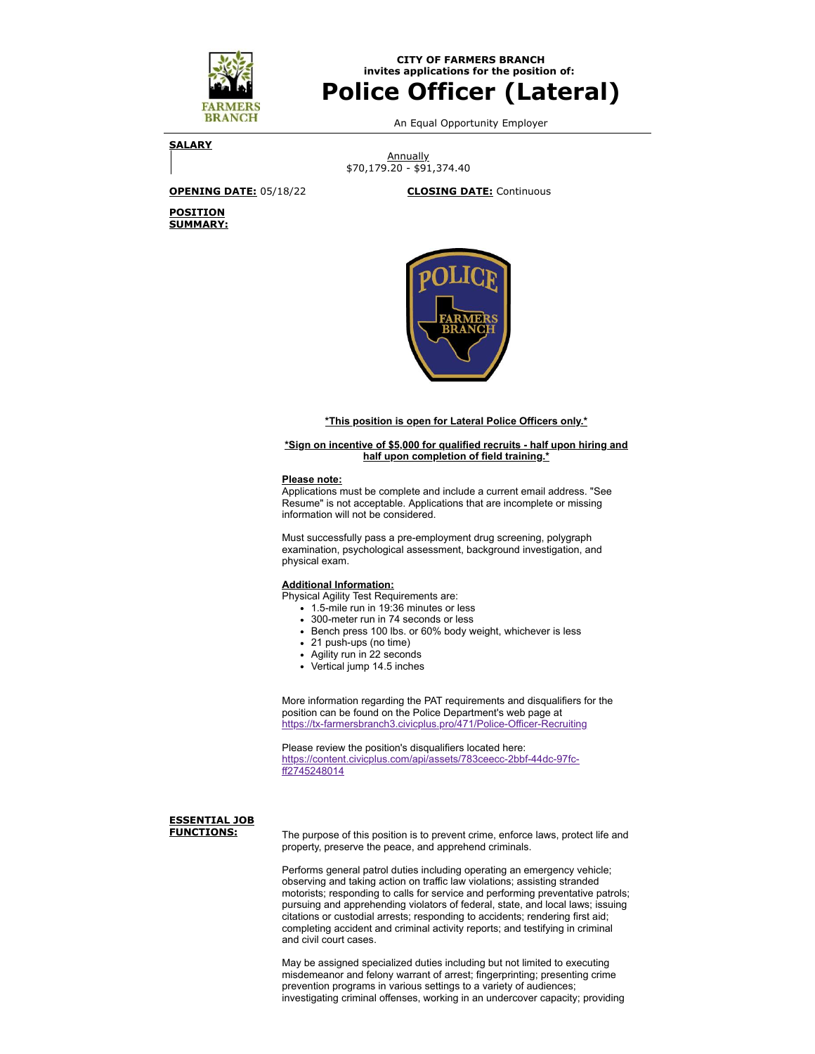**CITY OF FARMERS BRANCH**
**invites applications for the position of:**

# Police Officer (Lateral)

An Equal Opportunity Employer

**SALARY**

Annually
$70,179.20 - $91,374.40

**OPENING DATE:** 05/18/22

**CLOSING DATE:** Continuous

**POSITION SUMMARY:**

***This position is open for Lateral Police Officers only.***

***Sign on incentive of $5,000 for qualified recruits - half upon hiring and half upon completion of field training.***

**Please note:**
Applications must be complete and include a current email address. "See Resume" is not acceptable. Applications that are incomplete or missing information will not be considered.

Must successfully pass a pre-employment drug screening, polygraph examination, psychological assessment, background investigation, and physical exam.

**Additional Information:**
Physical Agility Test Requirements are:

- 1.5-mile run in 19:36 minutes or less
- 300-meter run in 74 seconds or less
- Bench press 100 lbs. or 60% body weight, whichever is less
- 21 push-ups (no time)
- Agility run in 22 seconds
- Vertical jump 14.5 inches

More information regarding the PAT requirements and disqualifiers for the position can be found on the Police Department's web page at https://tx-farmersbranch3.civicplus.pro/471/Police-Officer-Recruiting

Please review the position's disqualifiers located here: https://content.civicplus.com/api/assets/783ceecc-2bbf-44dc-97fc-ff2745248014

**ESSENTIAL JOB FUNCTIONS:**

The purpose of this position is to prevent crime, enforce laws, protect life and property, preserve the peace, and apprehend criminals.

Performs general patrol duties including operating an emergency vehicle; observing and taking action on traffic law violations; assisting stranded motorists; responding to calls for service and performing preventative patrols; pursuing and apprehending violators of federal, state, and local laws; issuing citations or custodial arrests; responding to accidents; rendering first aid; completing accident and criminal activity reports; and testifying in criminal and civil court cases.

May be assigned specialized duties including but not limited to executing misdemeanor and felony warrant of arrest; fingerprinting; presenting crime prevention programs in various settings to a variety of audiences; investigating criminal offenses, working in an undercover capacity; providing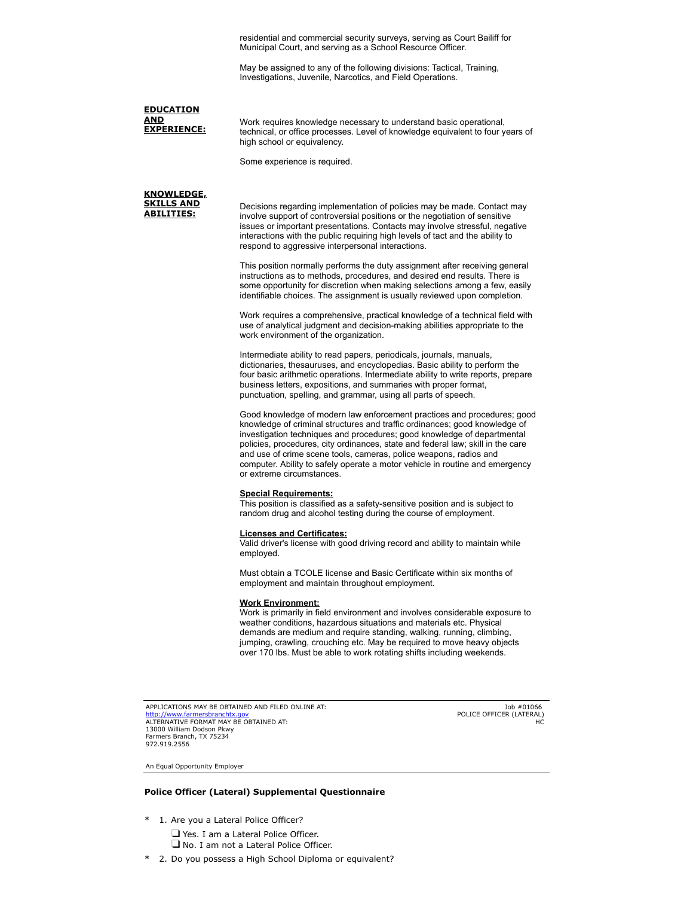residential and commercial security surveys, serving as Court Bailiff for Municipal Court, and serving as a School Resource Officer.

May be assigned to any of the following divisions: Tactical, Training, Investigations, Juvenile, Narcotics, and Field Operations.

**EDUCATION AND EXPERIENCE:**

Work requires knowledge necessary to understand basic operational, technical, or office processes. Level of knowledge equivalent to four years of high school or equivalency.

Some experience is required.

**KNOWLEDGE, SKILLS AND ABILITIES:**

Decisions regarding implementation of policies may be made. Contact may involve support of controversial positions or the negotiation of sensitive issues or important presentations. Contacts may involve stressful, negative interactions with the public requiring high levels of tact and the ability to respond to aggressive interpersonal interactions.

This position normally performs the duty assignment after receiving general instructions as to methods, procedures, and desired end results. There is some opportunity for discretion when making selections among a few, easily identifiable choices. The assignment is usually reviewed upon completion.

Work requires a comprehensive, practical knowledge of a technical field with use of analytical judgment and decision-making abilities appropriate to the work environment of the organization.

Intermediate ability to read papers, periodicals, journals, manuals, dictionaries, thesauruses, and encyclopedias. Basic ability to perform the four basic arithmetic operations. Intermediate ability to write reports, prepare business letters, expositions, and summaries with proper format, punctuation, spelling, and grammar, using all parts of speech.

Good knowledge of modern law enforcement practices and procedures; good knowledge of criminal structures and traffic ordinances; good knowledge of investigation techniques and procedures; good knowledge of departmental policies, procedures, city ordinances, state and federal law; skill in the care and use of crime scene tools, cameras, police weapons, radios and computer. Ability to safely operate a motor vehicle in routine and emergency or extreme circumstances.

**Special Requirements:**
This position is classified as a safety-sensitive position and is subject to random drug and alcohol testing during the course of employment.

**Licenses and Certificates:**
Valid driver's license with good driving record and ability to maintain while employed.

Must obtain a TCOLE license and Basic Certificate within six months of employment and maintain throughout employment.

**Work Environment:**
Work is primarily in field environment and involves considerable exposure to weather conditions, hazardous situations and materials etc. Physical demands are medium and require standing, walking, running, climbing, jumping, crawling, crouching etc. May be required to move heavy objects over 170 lbs. Must be able to work rotating shifts including weekends.

APPLICATIONS MAY BE OBTAINED AND FILED ONLINE AT:
http://www.farmersbranchtx.gov
ALTERNATIVE FORMAT MAY BE OBTAINED AT:
13000 William Dodson Pkwy
Farmers Branch, TX 75234
972.919.2556

Job #01066
POLICE OFFICER (LATERAL)
HC

An Equal Opportunity Employer

**Police Officer (Lateral) Supplemental Questionnaire**

\* 1. Are you a Lateral Police Officer?
- ❑ Yes. I am a Lateral Police Officer.
- ❑ No. I am not a Lateral Police Officer.

\* 2. Do you possess a High School Diploma or equivalent?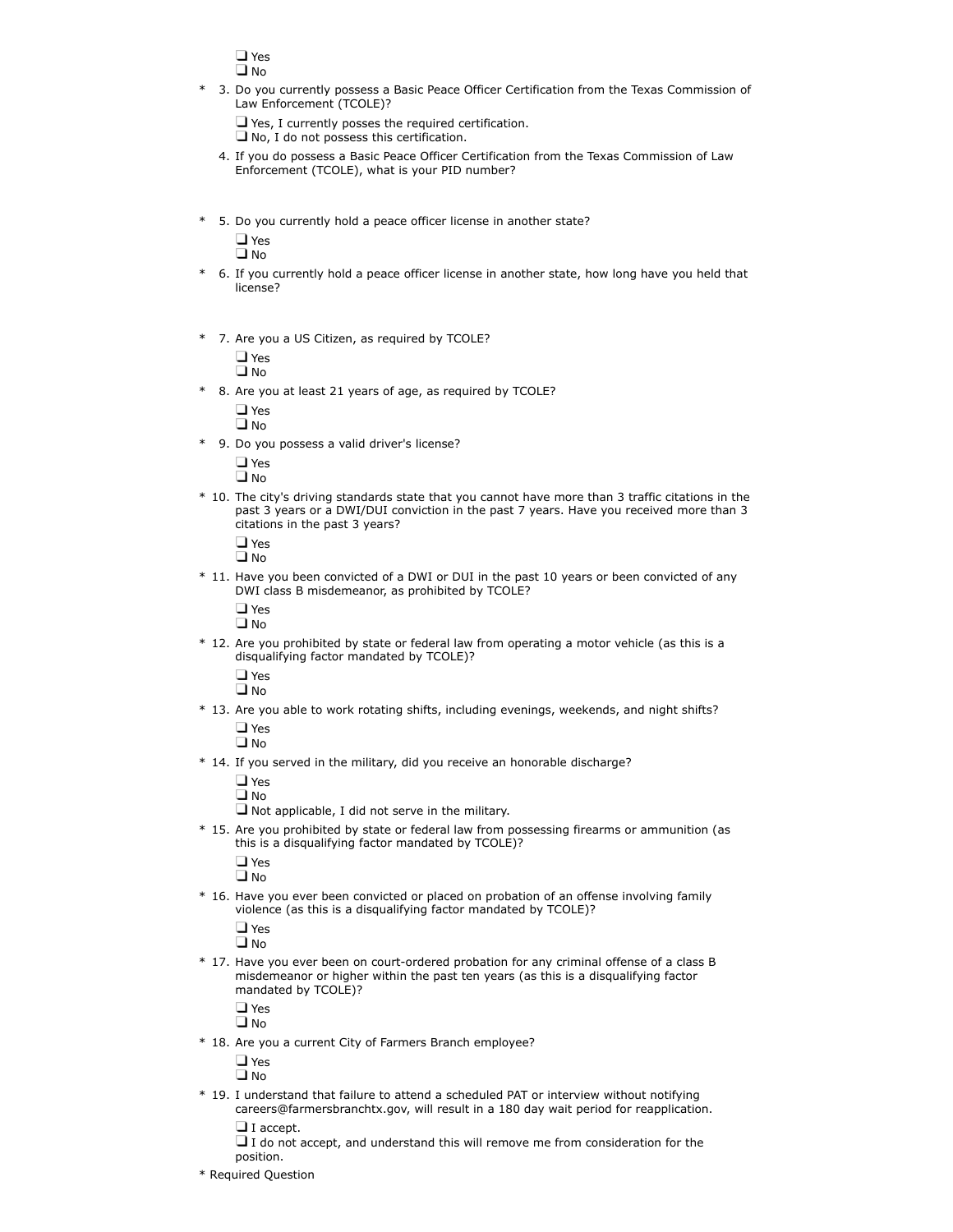❑ Yes
❑ No

\* 3. Do you currently possess a Basic Peace Officer Certification from the Texas Commission of Law Enforcement (TCOLE)?

❑ Yes, I currently posses the required certification.
❑ No, I do not possess this certification.

4. If you do possess a Basic Peace Officer Certification from the Texas Commission of Law Enforcement (TCOLE), what is your PID number?

\* 5. Do you currently hold a peace officer license in another state?

❑ Yes
❑ No

\* 6. If you currently hold a peace officer license in another state, how long have you held that license?

\* 7. Are you a US Citizen, as required by TCOLE?

❑ Yes
❑ No

\* 8. Are you at least 21 years of age, as required by TCOLE?

❑ Yes
❑ No

\* 9. Do you possess a valid driver's license?

❑ Yes
❑ No

\* 10. The city's driving standards state that you cannot have more than 3 traffic citations in the past 3 years or a DWI/DUI conviction in the past 7 years. Have you received more than 3 citations in the past 3 years?

❑ Yes
❑ No

\* 11. Have you been convicted of a DWI or DUI in the past 10 years or been convicted of any DWI class B misdemeanor, as prohibited by TCOLE?

❑ Yes
❑ No

\* 12. Are you prohibited by state or federal law from operating a motor vehicle (as this is a disqualifying factor mandated by TCOLE)?

❑ Yes
❑ No

\* 13. Are you able to work rotating shifts, including evenings, weekends, and night shifts?

❑ Yes
❑ No

\* 14. If you served in the military, did you receive an honorable discharge?

❑ Yes
❑ No
❑ Not applicable, I did not serve in the military.

\* 15. Are you prohibited by state or federal law from possessing firearms or ammunition (as this is a disqualifying factor mandated by TCOLE)?

❑ Yes
❑ No

\* 16. Have you ever been convicted or placed on probation of an offense involving family violence (as this is a disqualifying factor mandated by TCOLE)?

❑ Yes
❑ No

\* 17. Have you ever been on court-ordered probation for any criminal offense of a class B misdemeanor or higher within the past ten years (as this is a disqualifying factor mandated by TCOLE)?

❑ Yes
❑ No

\* 18. Are you a current City of Farmers Branch employee?

❑ Yes
❑ No

\* 19. I understand that failure to attend a scheduled PAT or interview without notifying careers@farmersbranchtx.gov, will result in a 180 day wait period for reapplication.

❑ I accept.
❑ I do not accept, and understand this will remove me from consideration for the position.

\* Required Question